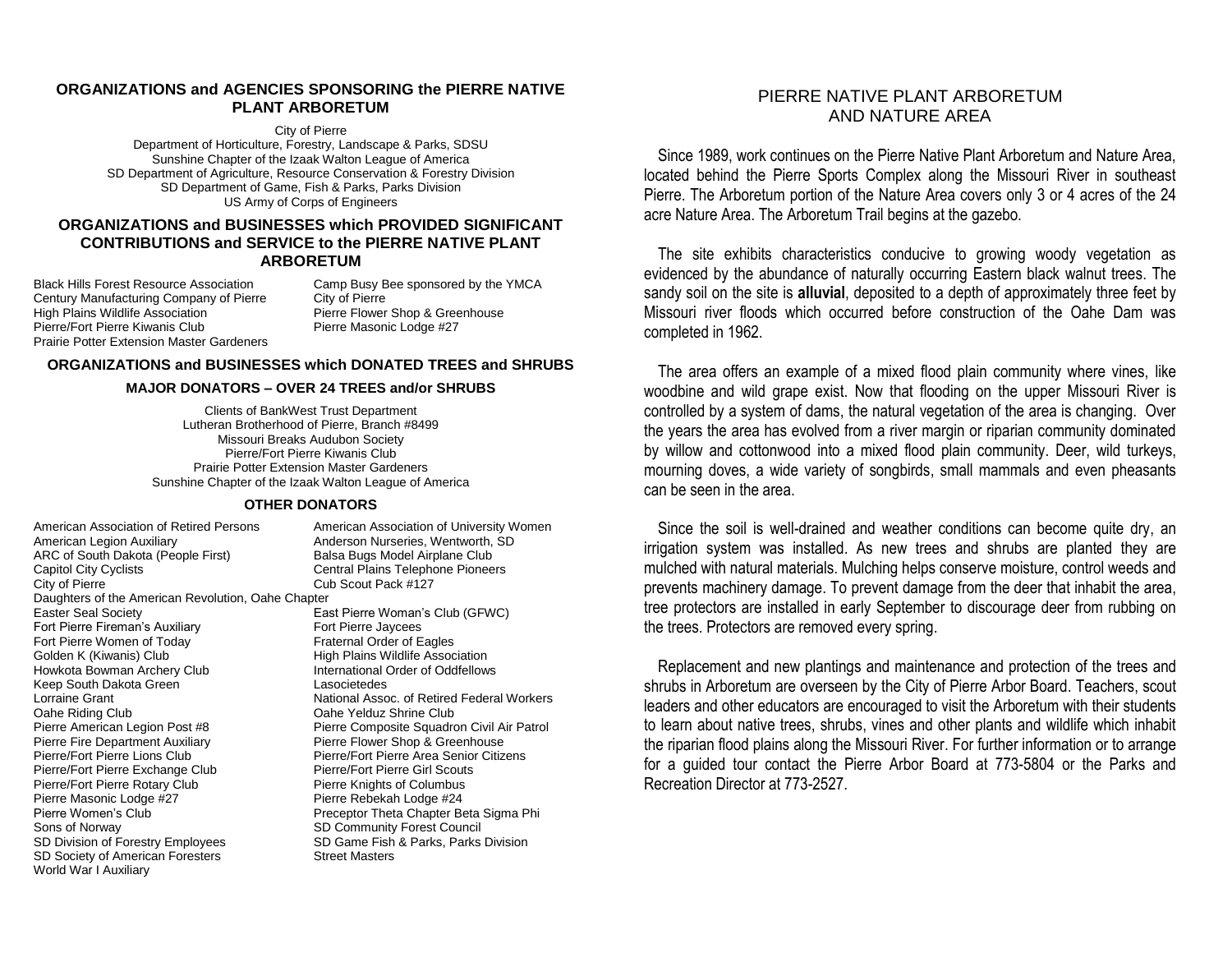## ORGANIZATIONS and AGENCIES SPONSORING the PIERRE NATIVE PLANT ARBORETUM

City of Pierre
Department of Horticulture, Forestry, Landscape & Parks, SDSU
Sunshine Chapter of the Izaak Walton League of America
SD Department of Agriculture, Resource Conservation & Forestry Division
SD Department of Game, Fish & Parks, Parks Division
US Army of Corps of Engineers

## ORGANIZATIONS and BUSINESSES which PROVIDED SIGNIFICANT CONTRIBUTIONS and SERVICE to the PIERRE NATIVE PLANT ARBORETUM

- Black Hills Forest Resource Association
- Century Manufacturing Company of Pierre
- High Plains Wildlife Association
- Pierre/Fort Pierre Kiwanis Club
- Prairie Potter Extension Master Gardeners
- Camp Busy Bee sponsored by the YMCA
- City of Pierre
- Pierre Flower Shop & Greenhouse
- Pierre Masonic Lodge #27

## ORGANIZATIONS and BUSINESSES which DONATED TREES and SHRUBS

### MAJOR DONATORS – OVER 24 TREES and/or SHRUBS

Clients of BankWest Trust Department
Lutheran Brotherhood of Pierre, Branch #8499
Missouri Breaks Audubon Society
Pierre/Fort Pierre Kiwanis Club
Prairie Potter Extension Master Gardeners
Sunshine Chapter of the Izaak Walton League of America

### OTHER DONATORS

- American Association of Retired Persons
- American Association of University Women
- American Legion Auxiliary
- Anderson Nurseries, Wentworth, SD
- ARC of South Dakota (People First)
- Balsa Bugs Model Airplane Club
- Capitol City Cyclists
- Central Plains Telephone Pioneers
- City of Pierre
- Cub Scout Pack #127
- Daughters of the American Revolution, Oahe Chapter
- Easter Seal Society
- East Pierre Woman's Club (GFWC)
- Fort Pierre Fireman's Auxiliary
- Fort Pierre Jaycees
- Fort Pierre Women of Today
- Fraternal Order of Eagles
- Golden K (Kiwanis) Club
- High Plains Wildlife Association
- Howkota Bowman Archery Club
- International Order of Oddfellows
- Keep South Dakota Green
- Lasocietedes
- Lorraine Grant
- National Assoc. of Retired Federal Workers
- Oahe Riding Club
- Oahe Yelduz Shrine Club
- Pierre American Legion Post #8
- Pierre Composite Squadron Civil Air Patrol
- Pierre Fire Department Auxiliary
- Pierre Flower Shop & Greenhouse
- Pierre/Fort Pierre Lions Club
- Pierre/Fort Pierre Area Senior Citizens
- Pierre/Fort Pierre Exchange Club
- Pierre/Fort Pierre Girl Scouts
- Pierre/Fort Pierre Rotary Club
- Pierre Knights of Columbus
- Pierre Masonic Lodge #27
- Pierre Rebekah Lodge #24
- Pierre Women's Club
- Preceptor Theta Chapter Beta Sigma Phi
- Sons of Norway
- SD Community Forest Council
- SD Division of Forestry Employees
- SD Game Fish & Parks, Parks Division
- SD Society of American Foresters
- Street Masters
- World War I Auxiliary

# PIERRE NATIVE PLANT ARBORETUM AND NATURE AREA

Since 1989, work continues on the Pierre Native Plant Arboretum and Nature Area, located behind the Pierre Sports Complex along the Missouri River in southeast Pierre. The Arboretum portion of the Nature Area covers only 3 or 4 acres of the 24 acre Nature Area. The Arboretum Trail begins at the gazebo.

The site exhibits characteristics conducive to growing woody vegetation as evidenced by the abundance of naturally occurring Eastern black walnut trees. The sandy soil on the site is **alluvial**, deposited to a depth of approximately three feet by Missouri river floods which occurred before construction of the Oahe Dam was completed in 1962.

The area offers an example of a mixed flood plain community where vines, like woodbine and wild grape exist. Now that flooding on the upper Missouri River is controlled by a system of dams, the natural vegetation of the area is changing. Over the years the area has evolved from a river margin or riparian community dominated by willow and cottonwood into a mixed flood plain community. Deer, wild turkeys, mourning doves, a wide variety of songbirds, small mammals and even pheasants can be seen in the area.

Since the soil is well-drained and weather conditions can become quite dry, an irrigation system was installed. As new trees and shrubs are planted they are mulched with natural materials. Mulching helps conserve moisture, control weeds and prevents machinery damage. To prevent damage from the deer that inhabit the area, tree protectors are installed in early September to discourage deer from rubbing on the trees. Protectors are removed every spring.

Replacement and new plantings and maintenance and protection of the trees and shrubs in Arboretum are overseen by the City of Pierre Arbor Board. Teachers, scout leaders and other educators are encouraged to visit the Arboretum with their students to learn about native trees, shrubs, vines and other plants and wildlife which inhabit the riparian flood plains along the Missouri River. For further information or to arrange for a guided tour contact the Pierre Arbor Board at 773-5804 or the Parks and Recreation Director at 773-2527.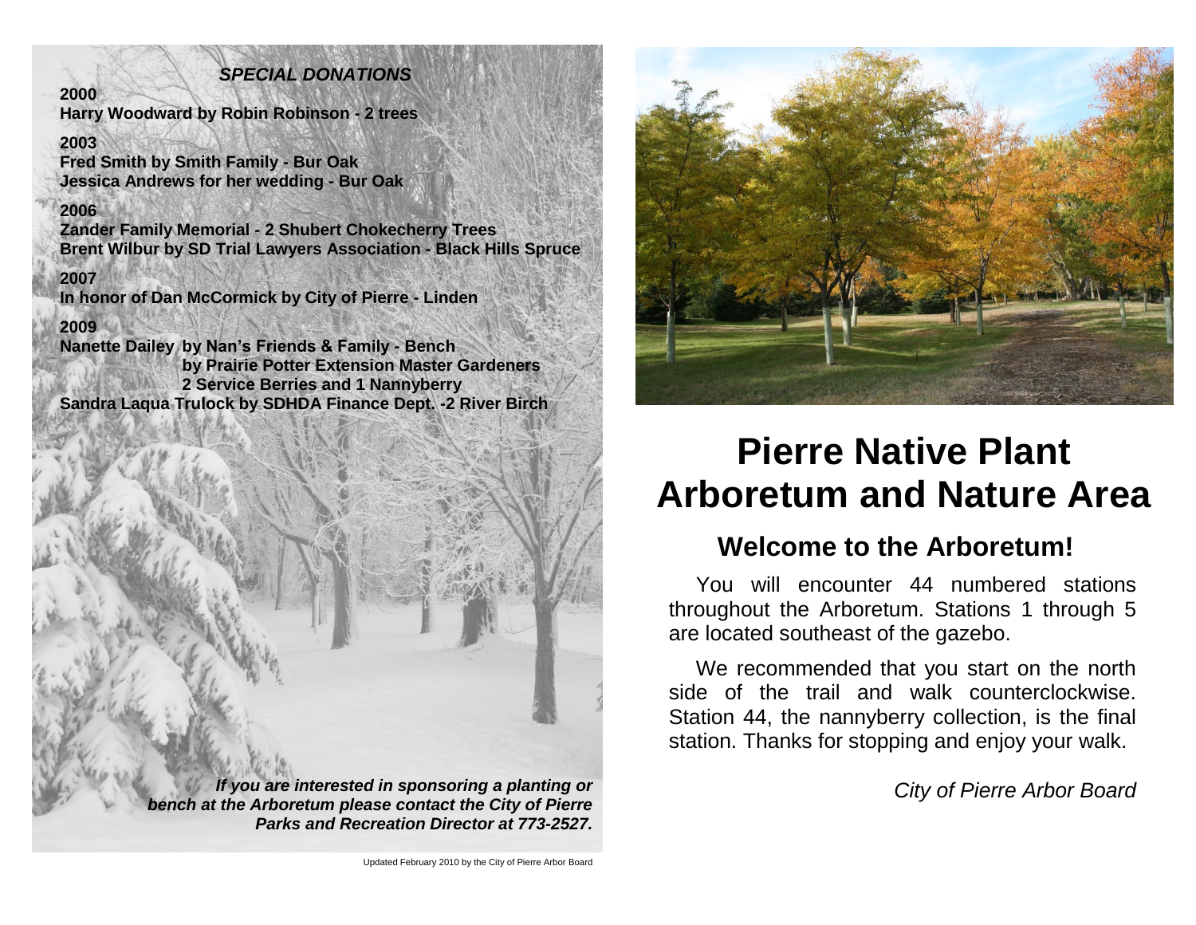***SPECIAL DONATIONS***

**2000**

**Harry Woodward by Robin Robinson - 2 trees**

**2003**

**Fred Smith by Smith Family - Bur Oak**

**Jessica Andrews for her wedding - Bur Oak**

**2006**

**Zander Family Memorial - 2 Shubert Chokecherry Trees**

**Brent Wilbur by SD Trial Lawyers Association - Black Hills Spruce**

**2007**

**In honor of Dan McCormick by City of Pierre - Linden**

**2009**

**Nanette Dailey by Nan's Friends & Family - Bench**
**by Prairie Potter Extension Master Gardeners**
**2 Service Berries and 1 Nannyberry**

**Sandra Laqua Trulock by SDHDA Finance Dept. -2 River Birch**

***If you are interested in sponsoring a planting or bench at the Arboretum please contact the City of Pierre Parks and Recreation Director at 773-2527.***

Updated February 2010 by the City of Pierre Arbor Board

# Pierre Native Plant Arboretum and Nature Area

## Welcome to the Arboretum!

You will encounter 44 numbered stations throughout the Arboretum. Stations 1 through 5 are located southeast of the gazebo.

We recommended that you start on the north side of the trail and walk counterclockwise. Station 44, the nannyberry collection, is the final station. Thanks for stopping and enjoy your walk.

*City of Pierre Arbor Board*